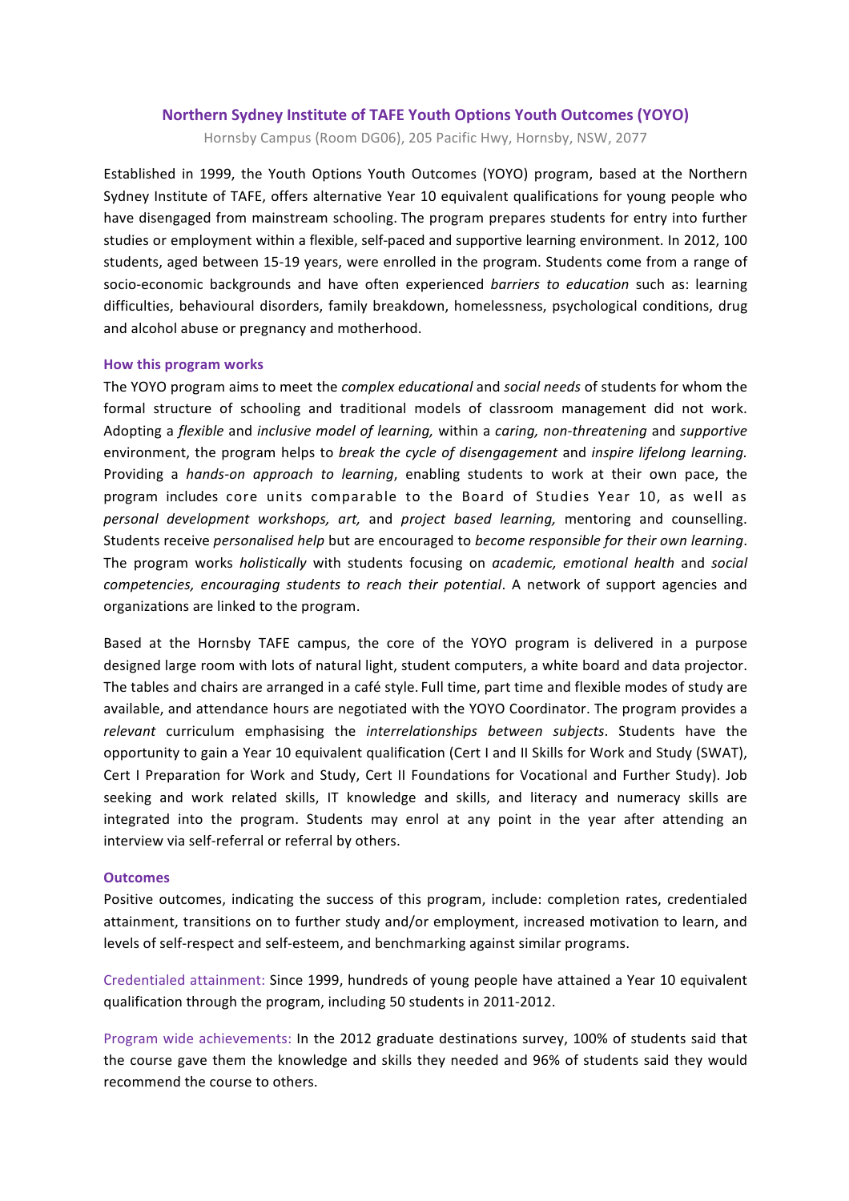# Northern Sydney Institute of TAFE Youth Options Youth Outcomes (YOYO)

Hornsby Campus (Room DG06), 205 Pacific Hwy, Hornsby, NSW, 2077

Established in 1999, the Youth Options Youth Outcomes (YOYO) program, based at the Northern Sydney Institute of TAFE, offers alternative Year 10 equivalent qualifications for young people who have disengaged from mainstream schooling. The program prepares students for entry into further studies or employment within a flexible, self-paced and supportive learning environment. In 2012, 100 students, aged between 15-19 years, were enrolled in the program. Students come from a range of socio-economic backgrounds and have often experienced *barriers to education* such as: learning difficulties, behavioural disorders, family breakdown, homelessness, psychological conditions, drug and alcohol abuse or pregnancy and motherhood.

## How this program works

The YOYO program aims to meet the *complex educational* and *social needs* of students for whom the formal structure of schooling and traditional models of classroom management did not work. Adopting a *flexible* and *inclusive model of learning,* within a *caring, non-threatening* and *supportive* environment, the program helps to *break the cycle of disengagement* and *inspire lifelong learning.* Providing a *hands-on approach to learning*, enabling students to work at their own pace, the program includes core units comparable to the Board of Studies Year 10, as well as *personal development workshops, art,* and *project based learning,* mentoring and counselling. Students receive *personalised help* but are encouraged to *become responsible for their own learning*. The program works *holistically* with students focusing on *academic, emotional health* and *social competencies, encouraging students to reach their potential*. A network of support agencies and organizations are linked to the program.

Based at the Hornsby TAFE campus, the core of the YOYO program is delivered in a purpose designed large room with lots of natural light, student computers, a white board and data projector. The tables and chairs are arranged in a café style. Full time, part time and flexible modes of study are available, and attendance hours are negotiated with the YOYO Coordinator. The program provides a *relevant* curriculum emphasising the *interrelationships between subjects*. Students have the opportunity to gain a Year 10 equivalent qualification (Cert I and II Skills for Work and Study (SWAT), Cert I Preparation for Work and Study, Cert II Foundations for Vocational and Further Study). Job seeking and work related skills, IT knowledge and skills, and literacy and numeracy skills are integrated into the program. Students may enrol at any point in the year after attending an interview via self-referral or referral by others.

## Outcomes

Positive outcomes, indicating the success of this program, include: completion rates, credentialed attainment, transitions on to further study and/or employment, increased motivation to learn, and levels of self-respect and self-esteem, and benchmarking against similar programs.

Credentialed attainment: Since 1999, hundreds of young people have attained a Year 10 equivalent qualification through the program, including 50 students in 2011-2012.

Program wide achievements: In the 2012 graduate destinations survey, 100% of students said that the course gave them the knowledge and skills they needed and 96% of students said they would recommend the course to others.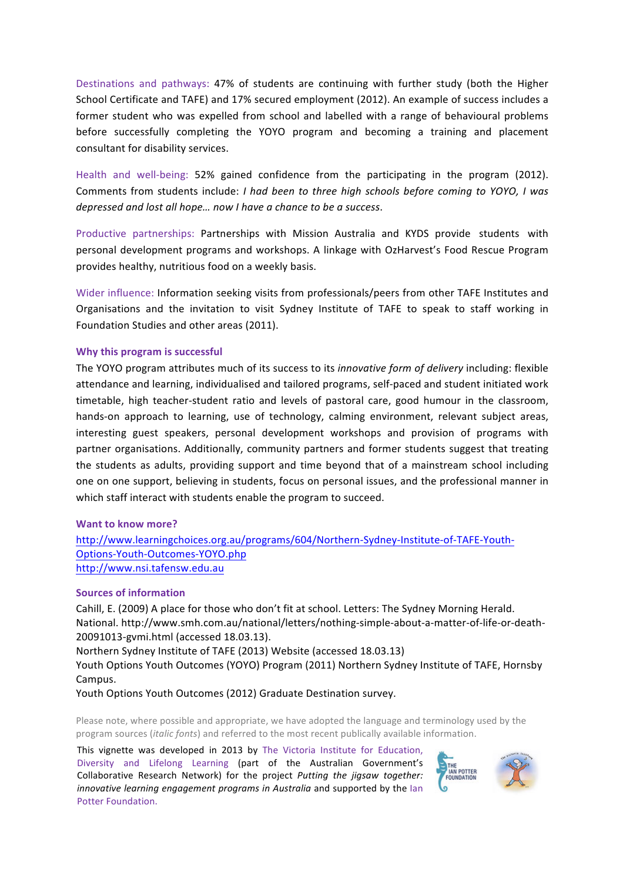Destinations and pathways: 47% of students are continuing with further study (both the Higher School Certificate and TAFE) and 17% secured employment (2012). An example of success includes a former student who was expelled from school and labelled with a range of behavioural problems before successfully completing the YOYO program and becoming a training and placement consultant for disability services.

Health and well-being: 52% gained confidence from the participating in the program (2012). Comments from students include: *I had been to three high schools before coming to YOYO, I was depressed and lost all hope… now I have a chance to be a success*.

Productive partnerships: Partnerships with Mission Australia and KYDS provide students with personal development programs and workshops. A linkage with OzHarvest's Food Rescue Program provides healthy, nutritious food on a weekly basis.

Wider influence: Information seeking visits from professionals/peers from other TAFE Institutes and Organisations and the invitation to visit Sydney Institute of TAFE to speak to staff working in Foundation Studies and other areas (2011).

### Why this program is successful

The YOYO program attributes much of its success to its *innovative form of delivery* including: flexible attendance and learning, individualised and tailored programs, self-paced and student initiated work timetable, high teacher-student ratio and levels of pastoral care, good humour in the classroom, hands-on approach to learning, use of technology, calming environment, relevant subject areas, interesting guest speakers, personal development workshops and provision of programs with partner organisations. Additionally, community partners and former students suggest that treating the students as adults, providing support and time beyond that of a mainstream school including one on one support, believing in students, focus on personal issues, and the professional manner in which staff interact with students enable the program to succeed.

### Want to know more?

http://www.learningchoices.org.au/programs/604/Northern-Sydney-Institute-of-TAFE-Youth-Options-Youth-Outcomes-YOYO.php
http://www.nsi.tafensw.edu.au

### Sources of information

Cahill, E. (2009) A place for those who don't fit at school. Letters: The Sydney Morning Herald. National. http://www.smh.com.au/national/letters/nothing-simple-about-a-matter-of-life-or-death-20091013-gvmi.html (accessed 18.03.13).
Northern Sydney Institute of TAFE (2013) Website (accessed 18.03.13)
Youth Options Youth Outcomes (YOYO) Program (2011) Northern Sydney Institute of TAFE, Hornsby Campus.
Youth Options Youth Outcomes (2012) Graduate Destination survey.

Please note, where possible and appropriate, we have adopted the language and terminology used by the program sources (*italic fonts*) and referred to the most recent publically available information.

This vignette was developed in 2013 by The Victoria Institute for Education, Diversity and Lifelong Learning (part of the Australian Government's Collaborative Research Network) for the project *Putting the jigsaw together: innovative learning engagement programs in Australia* and supported by the Ian Potter Foundation.

THE IAN POTTER FOUNDATION